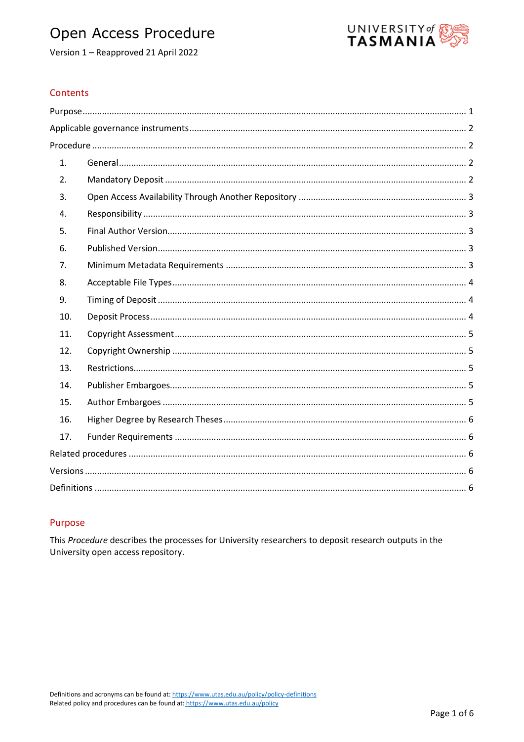# Open Access Procedure

Version 1 – Reapproved 21 April 2022

## Contents

Purpose ........ 1
Applicable governance instruments ........ 2
Procedure ........ 2
1. General ........ 2
2. Mandatory Deposit ........ 2
3. Open Access Availability Through Another Repository ........ 3
4. Responsibility ........ 3
5. Final Author Version ........ 3
6. Published Version ........ 3
7. Minimum Metadata Requirements ........ 3
8. Acceptable File Types ........ 4
9. Timing of Deposit ........ 4
10. Deposit Process ........ 4
11. Copyright Assessment ........ 5
12. Copyright Ownership ........ 5
13. Restrictions ........ 5
14. Publisher Embargoes ........ 5
15. Author Embargoes ........ 5
16. Higher Degree by Research Theses ........ 6
17. Funder Requirements ........ 6
Related procedures ........ 6
Versions ........ 6
Definitions ........ 6

## Purpose

This *Procedure* describes the processes for University researchers to deposit research outputs in the University open access repository.

Definitions and acronyms can be found at: https://www.utas.edu.au/policy/policy-definitions
Related policy and procedures can be found at: https://www.utas.edu.au/policy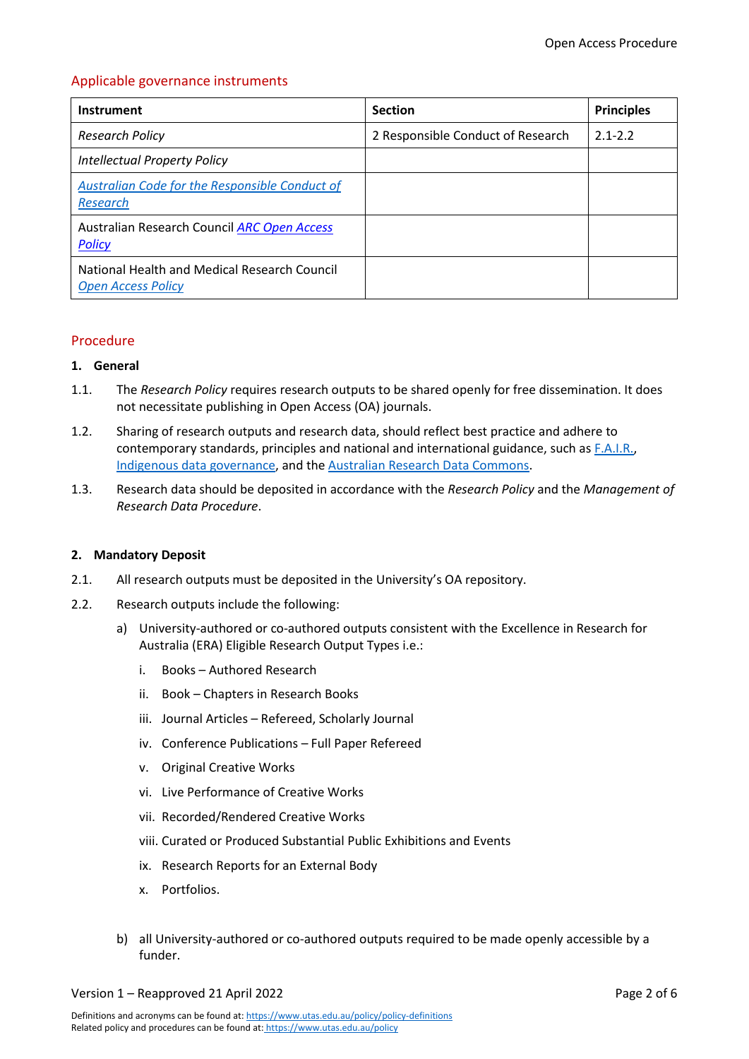## Applicable governance instruments

| Instrument | Section | Principles |
|---|---|---|
| *Research Policy* | 2 Responsible Conduct of Research | 2.1-2.2 |
| *Intellectual Property Policy* | | |
| *Australian Code for the Responsible Conduct of Research* | | |
| Australian Research Council *ARC Open Access Policy* | | |
| National Health and Medical Research Council *Open Access Policy* | | |

## Procedure

### 1. General

1.1. The *Research Policy* requires research outputs to be shared openly for free dissemination. It does not necessitate publishing in Open Access (OA) journals.

1.2. Sharing of research outputs and research data, should reflect best practice and adhere to contemporary standards, principles and national and international guidance, such as F.A.I.R., Indigenous data governance, and the Australian Research Data Commons.

1.3. Research data should be deposited in accordance with the *Research Policy* and the *Management of Research Data Procedure*.

### 2. Mandatory Deposit

2.1. All research outputs must be deposited in the University's OA repository.

2.2. Research outputs include the following:

a) University-authored or co-authored outputs consistent with the Excellence in Research for Australia (ERA) Eligible Research Output Types i.e.:

i. Books – Authored Research

ii. Book – Chapters in Research Books

iii. Journal Articles – Refereed, Scholarly Journal

iv. Conference Publications – Full Paper Refereed

v. Original Creative Works

vi. Live Performance of Creative Works

vii. Recorded/Rendered Creative Works

viii. Curated or Produced Substantial Public Exhibitions and Events

ix. Research Reports for an External Body

x. Portfolios.

b) all University-authored or co-authored outputs required to be made openly accessible by a funder.

Version 1 – Reapproved 21 April 2022

Definitions and acronyms can be found at: https://www.utas.edu.au/policy/policy-definitions
Related policy and procedures can be found at: https://www.utas.edu.au/policy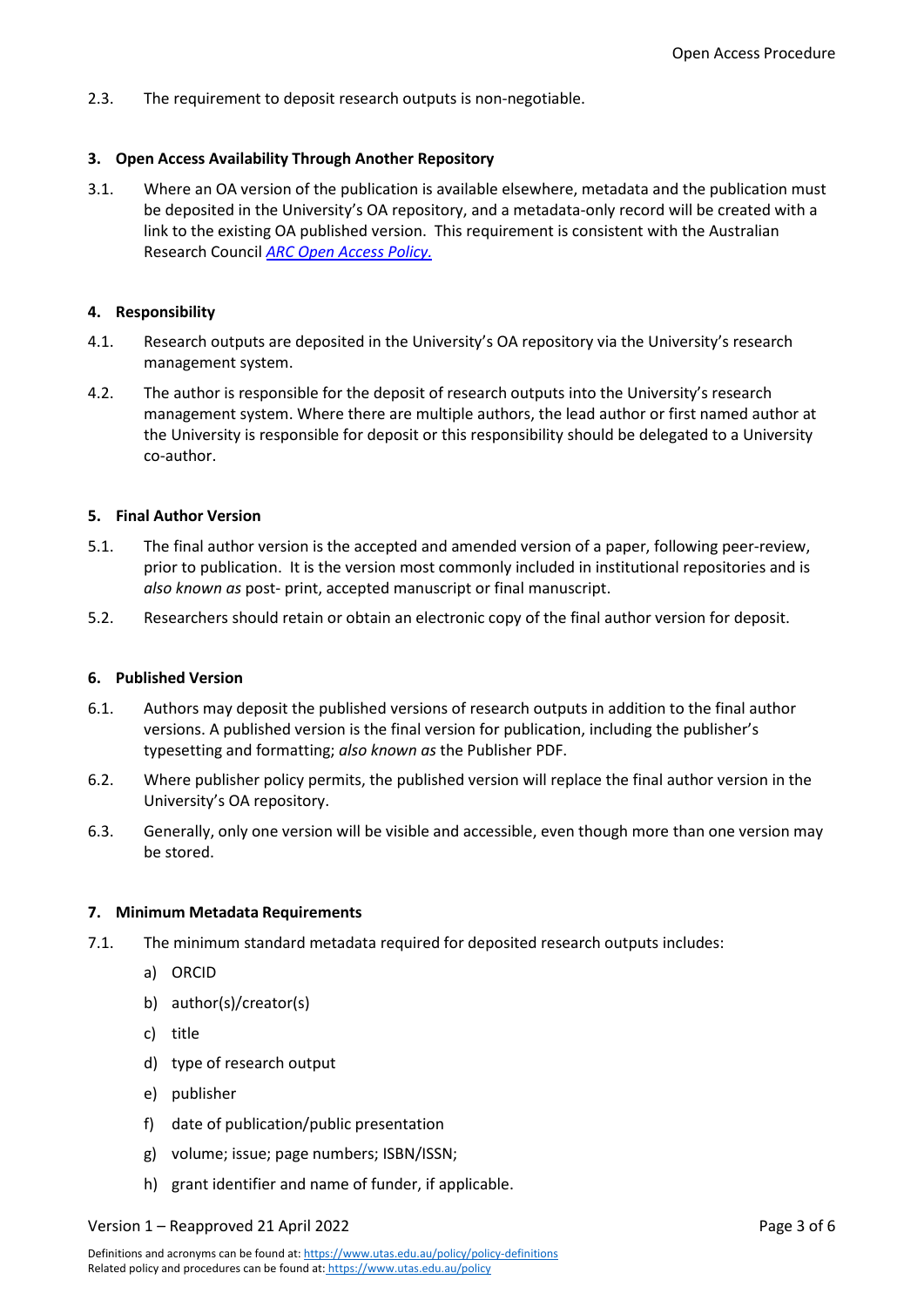2.3. The requirement to deposit research outputs is non-negotiable.

## 3. Open Access Availability Through Another Repository

3.1. Where an OA version of the publication is available elsewhere, metadata and the publication must be deposited in the University's OA repository, and a metadata-only record will be created with a link to the existing OA published version. This requirement is consistent with the Australian Research Council *[ARC Open Access Policy.](ARC Open Access Policy)*

## 4. Responsibility

4.1. Research outputs are deposited in the University's OA repository via the University's research management system.

4.2. The author is responsible for the deposit of research outputs into the University's research management system. Where there are multiple authors, the lead author or first named author at the University is responsible for deposit or this responsibility should be delegated to a University co-author.

## 5. Final Author Version

5.1. The final author version is the accepted and amended version of a paper, following peer-review, prior to publication. It is the version most commonly included in institutional repositories and is *also known as* post- print, accepted manuscript or final manuscript.

5.2. Researchers should retain or obtain an electronic copy of the final author version for deposit.

## 6. Published Version

6.1. Authors may deposit the published versions of research outputs in addition to the final author versions. A published version is the final version for publication, including the publisher's typesetting and formatting; *also known as* the Publisher PDF.

6.2. Where publisher policy permits, the published version will replace the final author version in the University's OA repository.

6.3. Generally, only one version will be visible and accessible, even though more than one version may be stored.

## 7. Minimum Metadata Requirements

7.1. The minimum standard metadata required for deposited research outputs includes:

a) ORCID

b) author(s)/creator(s)

c) title

d) type of research output

e) publisher

f) date of publication/public presentation

g) volume; issue; page numbers; ISBN/ISSN;

h) grant identifier and name of funder, if applicable.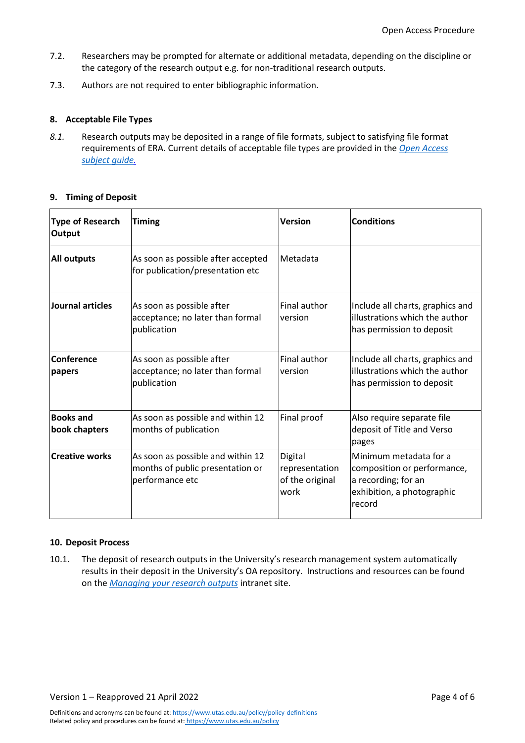7.2. Researchers may be prompted for alternate or additional metadata, depending on the discipline or the category of the research output e.g. for non-traditional research outputs.

7.3. Authors are not required to enter bibliographic information.

## 8. Acceptable File Types

*8.1.* Research outputs may be deposited in a range of file formats, subject to satisfying file format requirements of ERA. Current details of acceptable file types are provided in the *Open Access subject guide.*

## 9. Timing of Deposit

| Type of Research Output | Timing | Version | Conditions |
|---|---|---|---|
| **All outputs** | As soon as possible after accepted for publication/presentation etc | Metadata | |
| **Journal articles** | As soon as possible after acceptance; no later than formal publication | Final author version | Include all charts, graphics and illustrations which the author has permission to deposit |
| **Conference papers** | As soon as possible after acceptance; no later than formal publication | Final author version | Include all charts, graphics and illustrations which the author has permission to deposit |
| **Books and book chapters** | As soon as possible and within 12 months of publication | Final proof | Also require separate file deposit of Title and Verso pages |
| **Creative works** | As soon as possible and within 12 months of public presentation or performance etc | Digital representation of the original work | Minimum metadata for a composition or performance, a recording; for an exhibition, a photographic record |

## 10. Deposit Process

10.1. The deposit of research outputs in the University's research management system automatically results in their deposit in the University's OA repository. Instructions and resources can be found on the *Managing your research outputs* intranet site.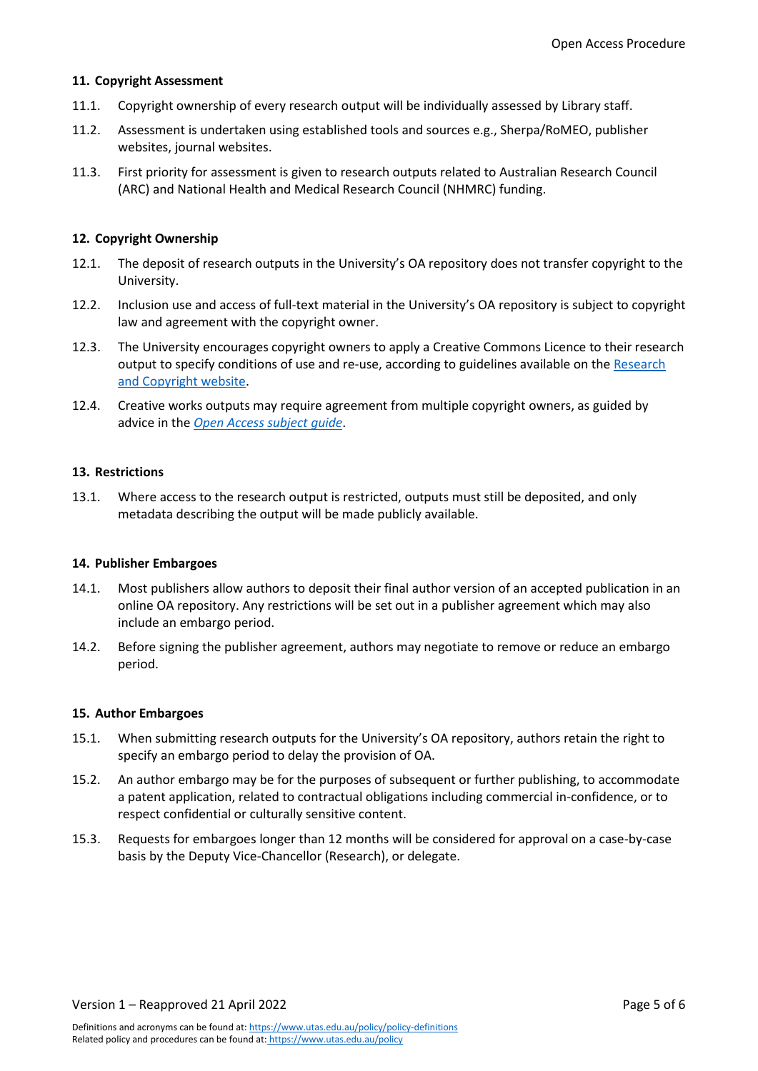## 11. Copyright Assessment

11.1. Copyright ownership of every research output will be individually assessed by Library staff.

11.2. Assessment is undertaken using established tools and sources e.g., Sherpa/RoMEO, publisher websites, journal websites.

11.3. First priority for assessment is given to research outputs related to Australian Research Council (ARC) and National Health and Medical Research Council (NHMRC) funding.

## 12. Copyright Ownership

12.1. The deposit of research outputs in the University's OA repository does not transfer copyright to the University.

12.2. Inclusion use and access of full-text material in the University's OA repository is subject to copyright law and agreement with the copyright owner.

12.3. The University encourages copyright owners to apply a Creative Commons Licence to their research output to specify conditions of use and re-use, according to guidelines available on the Research and Copyright website.

12.4. Creative works outputs may require agreement from multiple copyright owners, as guided by advice in the *Open Access subject guide*.

## 13. Restrictions

13.1. Where access to the research output is restricted, outputs must still be deposited, and only metadata describing the output will be made publicly available.

## 14. Publisher Embargoes

14.1. Most publishers allow authors to deposit their final author version of an accepted publication in an online OA repository. Any restrictions will be set out in a publisher agreement which may also include an embargo period.

14.2. Before signing the publisher agreement, authors may negotiate to remove or reduce an embargo period.

## 15. Author Embargoes

15.1. When submitting research outputs for the University's OA repository, authors retain the right to specify an embargo period to delay the provision of OA.

15.2. An author embargo may be for the purposes of subsequent or further publishing, to accommodate a patent application, related to contractual obligations including commercial in-confidence, or to respect confidential or culturally sensitive content.

15.3. Requests for embargoes longer than 12 months will be considered for approval on a case-by-case basis by the Deputy Vice-Chancellor (Research), or delegate.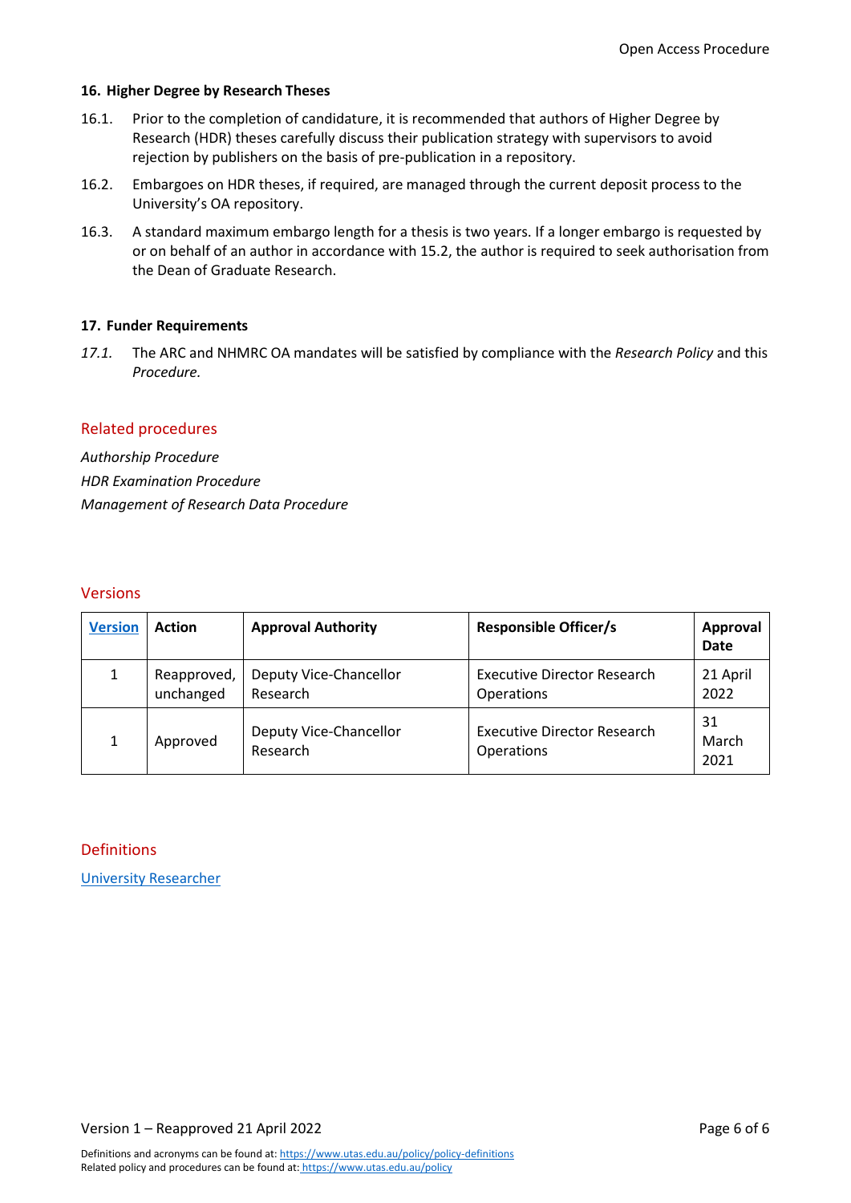### 16. Higher Degree by Research Theses

16.1. Prior to the completion of candidature, it is recommended that authors of Higher Degree by Research (HDR) theses carefully discuss their publication strategy with supervisors to avoid rejection by publishers on the basis of pre-publication in a repository.

16.2. Embargoes on HDR theses, if required, are managed through the current deposit process to the University's OA repository.

16.3. A standard maximum embargo length for a thesis is two years. If a longer embargo is requested by or on behalf of an author in accordance with 15.2, the author is required to seek authorisation from the Dean of Graduate Research.

### 17. Funder Requirements

*17.1.* The ARC and NHMRC OA mandates will be satisfied by compliance with the *Research Policy* and this *Procedure.*

## Related procedures

*Authorship Procedure*

*HDR Examination Procedure*

*Management of Research Data Procedure*

## Versions

| Version | Action | Approval Authority | Responsible Officer/s | Approval Date |
|---|---|---|---|---|
| 1 | Reapproved, unchanged | Deputy Vice-Chancellor Research | Executive Director Research Operations | 21 April 2022 |
| 1 | Approved | Deputy Vice-Chancellor Research | Executive Director Research Operations | 31 March 2021 |

## Definitions

University Researcher